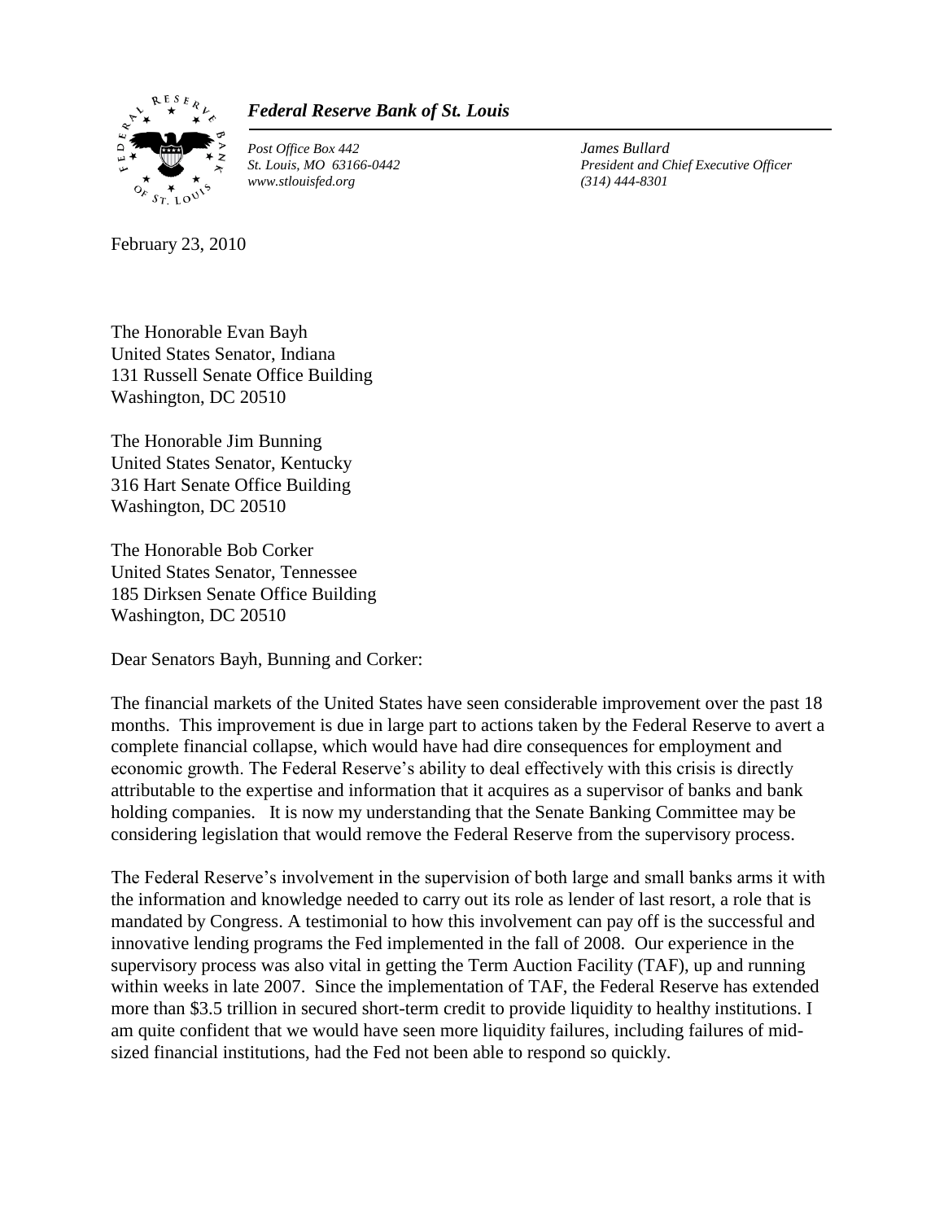*Federal Reserve Bank of St. Louis*

*Post Office Box 442*
*St. Louis, MO 63166-0442*
*www.stlouisfed.org*

*James Bullard*
*President and Chief Executive Officer*
*(314) 444-8301*

February 23, 2010

The Honorable Evan Bayh
United States Senator, Indiana
131 Russell Senate Office Building
Washington, DC 20510

The Honorable Jim Bunning
United States Senator, Kentucky
316 Hart Senate Office Building
Washington, DC 20510

The Honorable Bob Corker
United States Senator, Tennessee
185 Dirksen Senate Office Building
Washington, DC 20510

Dear Senators Bayh, Bunning and Corker:

The financial markets of the United States have seen considerable improvement over the past 18 months. This improvement is due in large part to actions taken by the Federal Reserve to avert a complete financial collapse, which would have had dire consequences for employment and economic growth. The Federal Reserve's ability to deal effectively with this crisis is directly attributable to the expertise and information that it acquires as a supervisor of banks and bank holding companies. It is now my understanding that the Senate Banking Committee may be considering legislation that would remove the Federal Reserve from the supervisory process.

The Federal Reserve's involvement in the supervision of both large and small banks arms it with the information and knowledge needed to carry out its role as lender of last resort, a role that is mandated by Congress. A testimonial to how this involvement can pay off is the successful and innovative lending programs the Fed implemented in the fall of 2008. Our experience in the supervisory process was also vital in getting the Term Auction Facility (TAF), up and running within weeks in late 2007. Since the implementation of TAF, the Federal Reserve has extended more than $3.5 trillion in secured short-term credit to provide liquidity to healthy institutions. I am quite confident that we would have seen more liquidity failures, including failures of mid-sized financial institutions, had the Fed not been able to respond so quickly.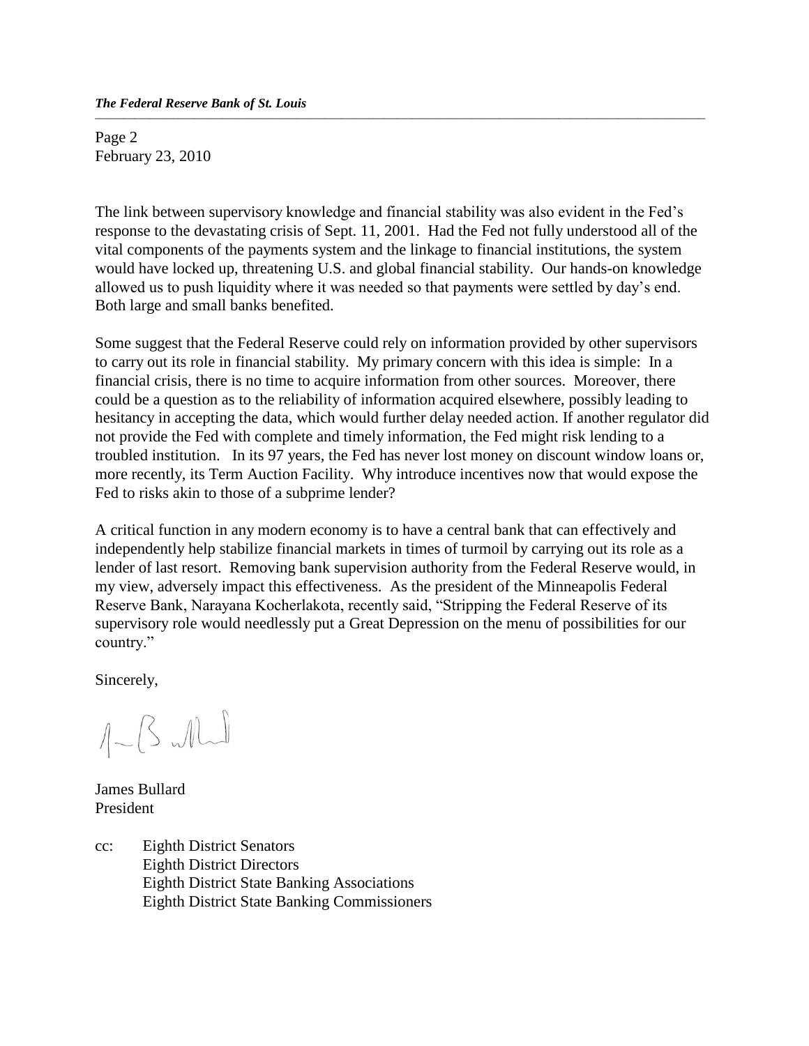Page 2
February 23, 2010

The link between supervisory knowledge and financial stability was also evident in the Fed's response to the devastating crisis of Sept. 11, 2001. Had the Fed not fully understood all of the vital components of the payments system and the linkage to financial institutions, the system would have locked up, threatening U.S. and global financial stability. Our hands-on knowledge allowed us to push liquidity where it was needed so that payments were settled by day's end. Both large and small banks benefited.

Some suggest that the Federal Reserve could rely on information provided by other supervisors to carry out its role in financial stability. My primary concern with this idea is simple: In a financial crisis, there is no time to acquire information from other sources. Moreover, there could be a question as to the reliability of information acquired elsewhere, possibly leading to hesitancy in accepting the data, which would further delay needed action. If another regulator did not provide the Fed with complete and timely information, the Fed might risk lending to a troubled institution. In its 97 years, the Fed has never lost money on discount window loans or, more recently, its Term Auction Facility. Why introduce incentives now that would expose the Fed to risks akin to those of a subprime lender?

A critical function in any modern economy is to have a central bank that can effectively and independently help stabilize financial markets in times of turmoil by carrying out its role as a lender of last resort. Removing bank supervision authority from the Federal Reserve would, in my view, adversely impact this effectiveness. As the president of the Minneapolis Federal Reserve Bank, Narayana Kocherlakota, recently said, "Stripping the Federal Reserve of its supervisory role would needlessly put a Great Depression on the menu of possibilities for our country."

Sincerely,

James Bullard
President

cc: Eighth District Senators
Eighth District Directors
Eighth District State Banking Associations
Eighth District State Banking Commissioners